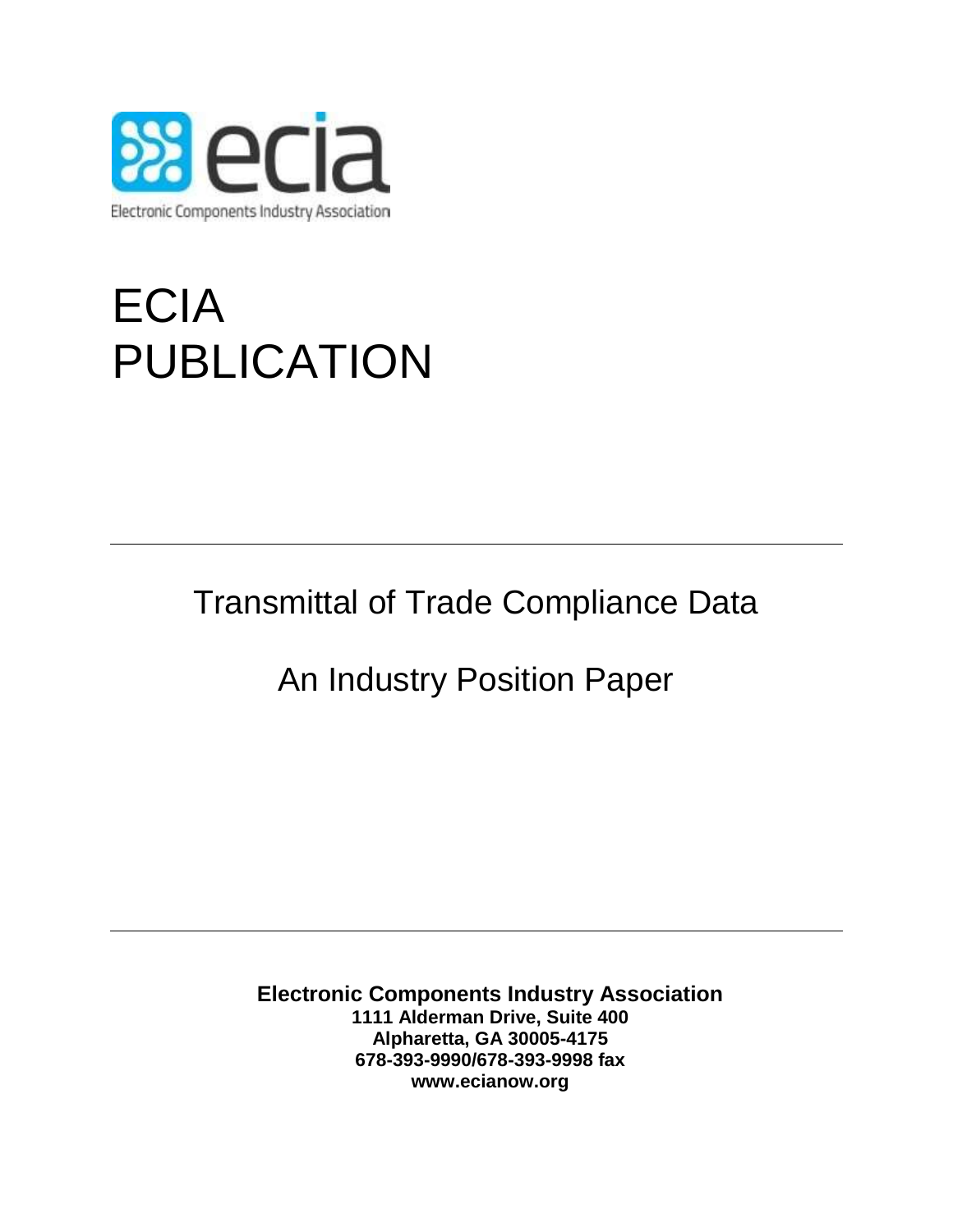ecia

Electronic Components Industry Association

# ECIA PUBLICATION

---

## Transmittal of Trade Compliance Data

## An Industry Position Paper

---

**Electronic Components Industry Association**
**1111 Alderman Drive, Suite 400**
**Alpharetta, GA 30005-4175**
**678-393-9990/678-393-9998 fax**
**www.ecianow.org**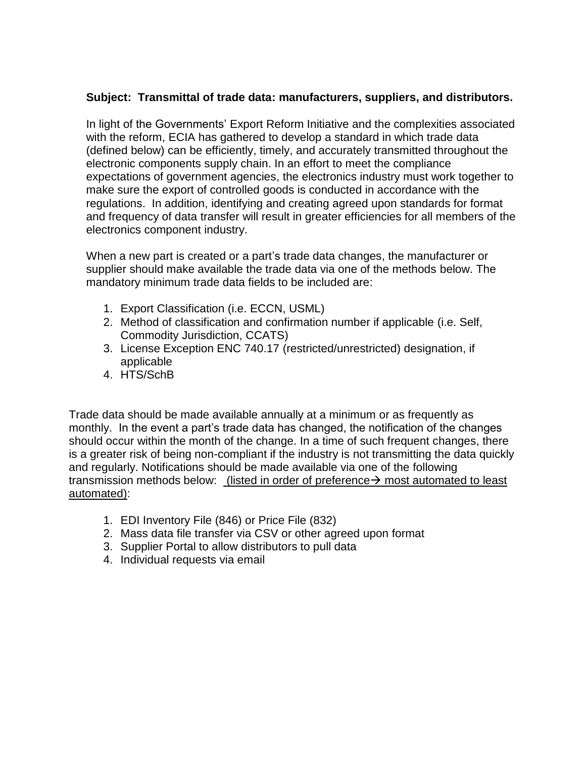**Subject: Transmittal of trade data: manufacturers, suppliers, and distributors.**

In light of the Governments' Export Reform Initiative and the complexities associated with the reform, ECIA has gathered to develop a standard in which trade data (defined below) can be efficiently, timely, and accurately transmitted throughout the electronic components supply chain. In an effort to meet the compliance expectations of government agencies, the electronics industry must work together to make sure the export of controlled goods is conducted in accordance with the regulations. In addition, identifying and creating agreed upon standards for format and frequency of data transfer will result in greater efficiencies for all members of the electronics component industry.

When a new part is created or a part's trade data changes, the manufacturer or supplier should make available the trade data via one of the methods below. The mandatory minimum trade data fields to be included are:

1. Export Classification (i.e. ECCN, USML)
2. Method of classification and confirmation number if applicable (i.e. Self, Commodity Jurisdiction, CCATS)
3. License Exception ENC 740.17 (restricted/unrestricted) designation, if applicable
4. HTS/SchB

Trade data should be made available annually at a minimum or as frequently as monthly. In the event a part's trade data has changed, the notification of the changes should occur within the month of the change. In a time of such frequent changes, there is a greater risk of being non-compliant if the industry is not transmitting the data quickly and regularly. Notifications should be made available via one of the following transmission methods below: <u>(listed in order of preference→ most automated to least automated)</u>:

1. EDI Inventory File (846) or Price File (832)
2. Mass data file transfer via CSV or other agreed upon format
3. Supplier Portal to allow distributors to pull data
4. Individual requests via email